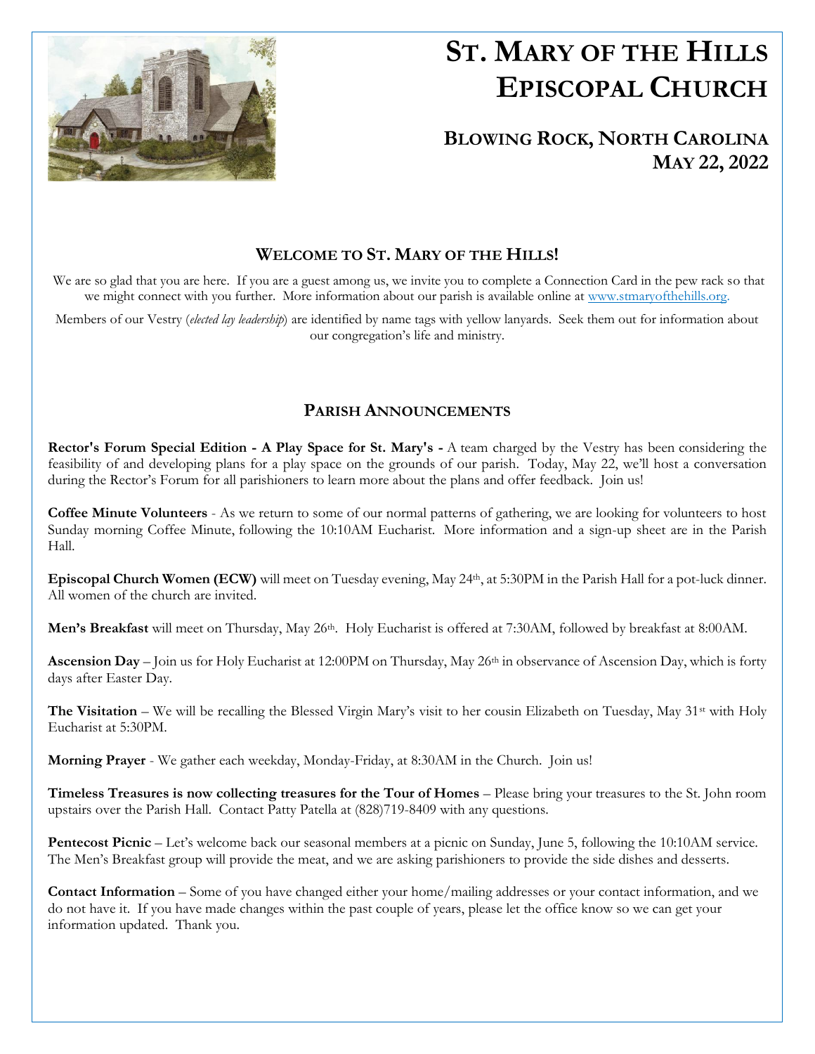# St. Mary of the Hills Episcopal Church

## Blowing Rock, North Carolina
## May 22, 2022

## Welcome to St. Mary of the Hills!

We are so glad that you are here. If you are a guest among us, we invite you to complete a Connection Card in the pew rack so that we might connect with you further. More information about our parish is available online at www.stmaryofthehills.org.

Members of our Vestry (*elected lay leadership*) are identified by name tags with yellow lanyards. Seek them out for information about our congregation's life and ministry.

## Parish Announcements

**Rector's Forum Special Edition - A Play Space for St. Mary's -** A team charged by the Vestry has been considering the feasibility of and developing plans for a play space on the grounds of our parish. Today, May 22, we'll host a conversation during the Rector's Forum for all parishioners to learn more about the plans and offer feedback. Join us!

**Coffee Minute Volunteers** - As we return to some of our normal patterns of gathering, we are looking for volunteers to host Sunday morning Coffee Minute, following the 10:10AM Eucharist. More information and a sign-up sheet are in the Parish Hall.

**Episcopal Church Women (ECW)** will meet on Tuesday evening, May 24th, at 5:30PM in the Parish Hall for a pot-luck dinner. All women of the church are invited.

**Men's Breakfast** will meet on Thursday, May 26th. Holy Eucharist is offered at 7:30AM, followed by breakfast at 8:00AM.

**Ascension Day** – Join us for Holy Eucharist at 12:00PM on Thursday, May 26th in observance of Ascension Day, which is forty days after Easter Day.

**The Visitation** – We will be recalling the Blessed Virgin Mary's visit to her cousin Elizabeth on Tuesday, May 31st with Holy Eucharist at 5:30PM.

**Morning Prayer** - We gather each weekday, Monday-Friday, at 8:30AM in the Church. Join us!

**Timeless Treasures is now collecting treasures for the Tour of Homes** – Please bring your treasures to the St. John room upstairs over the Parish Hall. Contact Patty Patella at (828)719-8409 with any questions.

**Pentecost Picnic** – Let's welcome back our seasonal members at a picnic on Sunday, June 5, following the 10:10AM service. The Men's Breakfast group will provide the meat, and we are asking parishioners to provide the side dishes and desserts.

**Contact Information** – Some of you have changed either your home/mailing addresses or your contact information, and we do not have it. If you have made changes within the past couple of years, please let the office know so we can get your information updated. Thank you.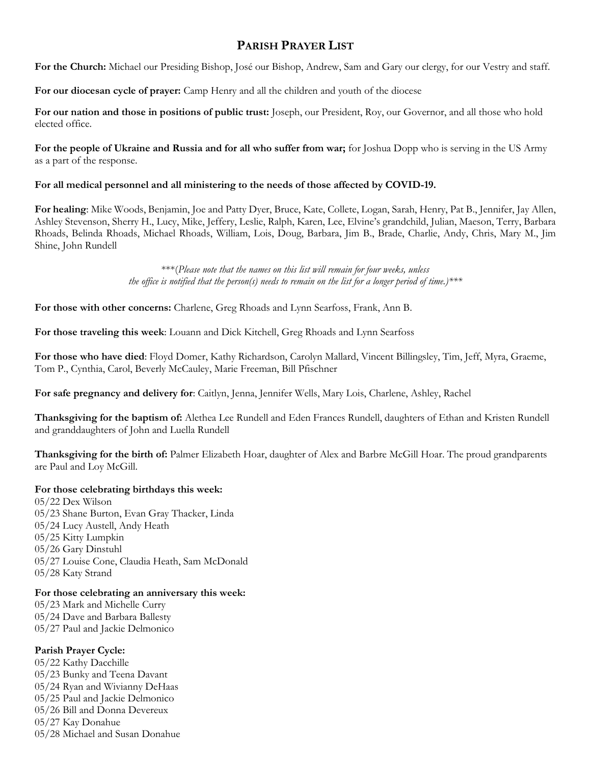## Parish Prayer List

**For the Church:** Michael our Presiding Bishop, José our Bishop, Andrew, Sam and Gary our clergy, for our Vestry and staff.

**For our diocesan cycle of prayer:** Camp Henry and all the children and youth of the diocese

**For our nation and those in positions of public trust:** Joseph, our President, Roy, our Governor, and all those who hold elected office.

**For the people of Ukraine and Russia and for all who suffer from war;** for Joshua Dopp who is serving in the US Army as a part of the response.

**For all medical personnel and all ministering to the needs of those affected by COVID-19.**

**For healing**: Mike Woods, Benjamin, Joe and Patty Dyer, Bruce, Kate, Collete, Logan, Sarah, Henry, Pat B., Jennifer, Jay Allen, Ashley Stevenson, Sherry H., Lucy, Mike, Jeffery, Leslie, Ralph, Karen, Lee, Elvine's grandchild, Julian, Maeson, Terry, Barbara Rhoads, Belinda Rhoads, Michael Rhoads, William, Lois, Doug, Barbara, Jim B., Brade, Charlie, Andy, Chris, Mary M., Jim Shine, John Rundell

***(*Please note that the names on this list will remain for four weeks, unless the office is notified that the person(s) needs to remain on the list for a longer period of time.*)***

**For those with other concerns:** Charlene, Greg Rhoads and Lynn Searfoss, Frank, Ann B.

**For those traveling this week**: Louann and Dick Kitchell, Greg Rhoads and Lynn Searfoss

**For those who have died**: Floyd Domer, Kathy Richardson, Carolyn Mallard, Vincent Billingsley, Tim, Jeff, Myra, Graeme, Tom P., Cynthia, Carol, Beverly McCauley, Marie Freeman, Bill Pfischner

**For safe pregnancy and delivery for**: Caitlyn, Jenna, Jennifer Wells, Mary Lois, Charlene, Ashley, Rachel

**Thanksgiving for the baptism of:** Alethea Lee Rundell and Eden Frances Rundell, daughters of Ethan and Kristen Rundell and granddaughters of John and Luella Rundell

**Thanksgiving for the birth of:** Palmer Elizabeth Hoar, daughter of Alex and Barbre McGill Hoar. The proud grandparents are Paul and Loy McGill.

**For those celebrating birthdays this week:**
05/22 Dex Wilson
05/23 Shane Burton, Evan Gray Thacker, Linda
05/24 Lucy Austell, Andy Heath
05/25 Kitty Lumpkin
05/26 Gary Dinstuhl
05/27 Louise Cone, Claudia Heath, Sam McDonald
05/28 Katy Strand

**For those celebrating an anniversary this week:**
05/23 Mark and Michelle Curry
05/24 Dave and Barbara Ballesty
05/27 Paul and Jackie Delmonico

**Parish Prayer Cycle:**
05/22 Kathy Dacchille
05/23 Bunky and Teena Davant
05/24 Ryan and Wivianny DeHaas
05/25 Paul and Jackie Delmonico
05/26 Bill and Donna Devereux
05/27 Kay Donahue
05/28 Michael and Susan Donahue